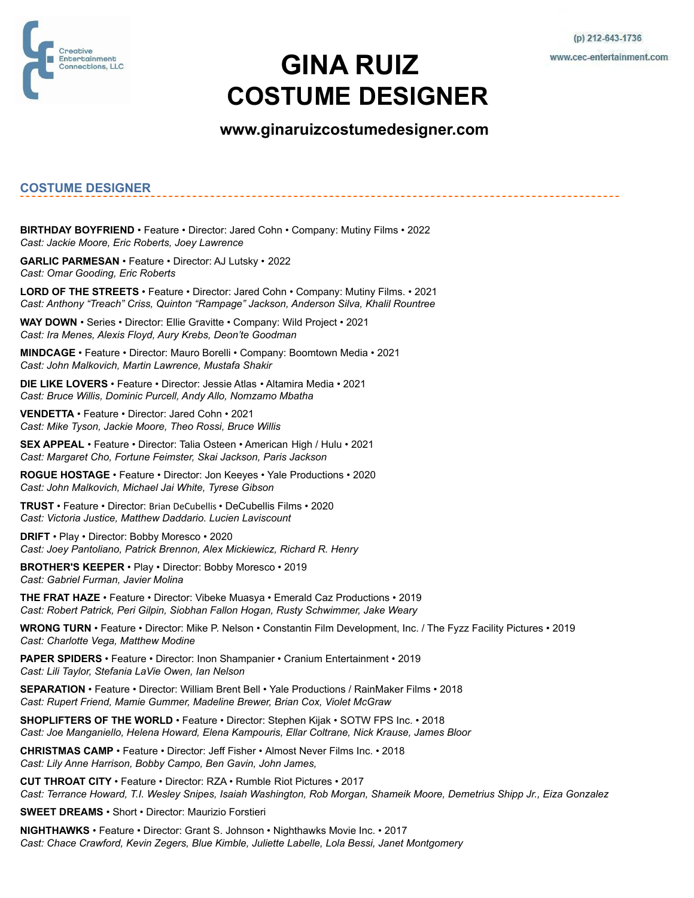Creative Entertainment Connections, LLC

(p) 212-643-1736

www.cec-entertainment.com

# GINA RUIZ
# COSTUME DESIGNER

**www.ginaruizcostumedesigner.com**

## COSTUME DESIGNER

**BIRTHDAY BOYFRIEND** • Feature • Director: Jared Cohn • Company: Mutiny Films • 2022
*Cast: Jackie Moore, Eric Roberts, Joey Lawrence*

**GARLIC PARMESAN** • Feature • Director: AJ Lutsky • 2022
*Cast: Omar Gooding, Eric Roberts*

**LORD OF THE STREETS** • Feature • Director: Jared Cohn • Company: Mutiny Films. • 2021
*Cast: Anthony "Treach" Criss, Quinton "Rampage" Jackson, Anderson Silva, Khalil Rountree*

**WAY DOWN** • Series • Director: Ellie Gravitte • Company: Wild Project • 2021
*Cast: Ira Menes, Alexis Floyd, Aury Krebs, Deon'te Goodman*

**MINDCAGE** • Feature • Director: Mauro Borelli • Company: Boomtown Media • 2021
*Cast: John Malkovich, Martin Lawrence, Mustafa Shakir*

**DIE LIKE LOVERS** • Feature • Director: Jessie Atlas • Altamira Media • 2021
*Cast: Bruce Willis, Dominic Purcell, Andy Allo, Nomzamo Mbatha*

**VENDETTA** • Feature • Director: Jared Cohn • 2021
*Cast: Mike Tyson, Jackie Moore, Theo Rossi, Bruce Willis*

**SEX APPEAL** • Feature • Director: Talia Osteen • American High / Hulu • 2021
*Cast: Margaret Cho, Fortune Feimster, Skai Jackson, Paris Jackson*

**ROGUE HOSTAGE** • Feature • Director: Jon Keeyes • Yale Productions • 2020
*Cast: John Malkovich, Michael Jai White, Tyrese Gibson*

**TRUST** • Feature • Director: Brian DeCubellis • DeCubellis Films • 2020
*Cast: Victoria Justice, Matthew Daddario. Lucien Laviscount*

**DRIFT** • Play • Director: Bobby Moresco • 2020
*Cast: Joey Pantoliano, Patrick Brennon, Alex Mickiewicz, Richard R. Henry*

**BROTHER'S KEEPER** • Play • Director: Bobby Moresco • 2019
*Cast: Gabriel Furman, Javier Molina*

**THE FRAT HAZE** • Feature • Director: Vibeke Muasya • Emerald Caz Productions • 2019
*Cast: Robert Patrick, Peri Gilpin, Siobhan Fallon Hogan, Rusty Schwimmer, Jake Weary*

**WRONG TURN** • Feature • Director: Mike P. Nelson • Constantin Film Development, Inc. / The Fyzz Facility Pictures • 2019
*Cast: Charlotte Vega, Matthew Modine*

**PAPER SPIDERS** • Feature • Director: Inon Shampanier • Cranium Entertainment • 2019
*Cast: Lili Taylor, Stefania LaVie Owen, Ian Nelson*

**SEPARATION** • Feature • Director: William Brent Bell • Yale Productions / RainMaker Films • 2018
*Cast: Rupert Friend, Mamie Gummer, Madeline Brewer, Brian Cox, Violet McGraw*

**SHOPLIFTERS OF THE WORLD** • Feature • Director: Stephen Kijak • SOTW FPS Inc. • 2018
*Cast: Joe Manganiello, Helena Howard, Elena Kampouris, Ellar Coltrane, Nick Krause, James Bloor*

**CHRISTMAS CAMP** • Feature • Director: Jeff Fisher • Almost Never Films Inc. • 2018
*Cast: Lily Anne Harrison, Bobby Campo, Ben Gavin, John James,*

**CUT THROAT CITY** • Feature • Director: RZA • Rumble Riot Pictures • 2017
*Cast: Terrance Howard, T.I. Wesley Snipes, Isaiah Washington, Rob Morgan, Shameik Moore, Demetrius Shipp Jr., Eiza Gonzalez*

**SWEET DREAMS** • Short • Director: Maurizio Forstieri

**NIGHTHAWKS** • Feature • Director: Grant S. Johnson • Nighthawks Movie Inc. • 2017
*Cast: Chace Crawford, Kevin Zegers, Blue Kimble, Juliette Labelle, Lola Bessi, Janet Montgomery*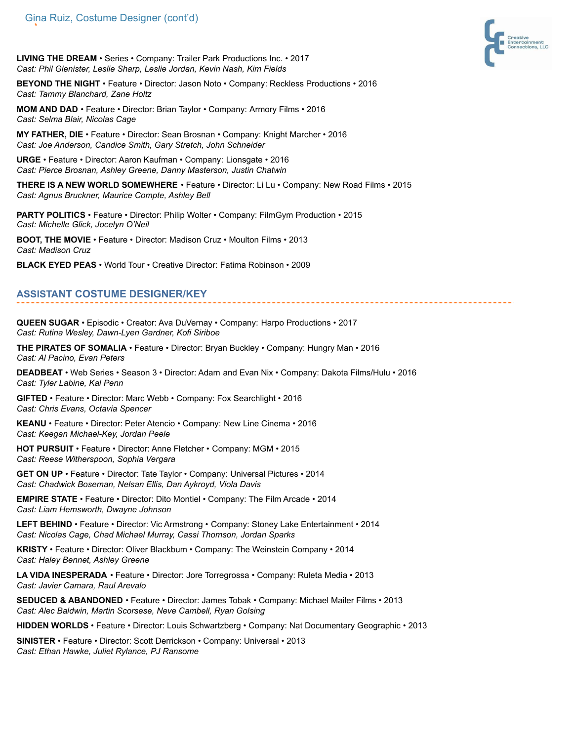**LIVING THE DREAM** • Series • Company: Trailer Park Productions Inc. • 2017
*Cast: Phil Glenister, Leslie Sharp, Leslie Jordan, Kevin Nash, Kim Fields*

**BEYOND THE NIGHT** • Feature • Director: Jason Noto • Company: Reckless Productions • 2016
*Cast: Tammy Blanchard, Zane Holtz*

**MOM AND DAD** • Feature • Director: Brian Taylor • Company: Armory Films • 2016
*Cast: Selma Blair, Nicolas Cage*

**MY FATHER, DIE** • Feature • Director: Sean Brosnan • Company: Knight Marcher • 2016
*Cast: Joe Anderson, Candice Smith, Gary Stretch, John Schneider*

**URGE** • Feature • Director: Aaron Kaufman • Company: Lionsgate • 2016
*Cast: Pierce Brosnan, Ashley Greene, Danny Masterson, Justin Chatwin*

**THERE IS A NEW WORLD SOMEWHERE** • Feature • Director: Li Lu • Company: New Road Films • 2015
*Cast: Agnus Bruckner, Maurice Compte, Ashley Bell*

**PARTY POLITICS** • Feature • Director: Philip Wolter • Company: FilmGym Production • 2015
*Cast: Michelle Glick, Jocelyn O'Neil*

**BOOT, THE MOVIE** • Feature • Director: Madison Cruz • Moulton Films • 2013
*Cast: Madison Cruz*

**BLACK EYED PEAS** • World Tour • Creative Director: Fatima Robinson • 2009

## ASSISTANT COSTUME DESIGNER/KEY

**QUEEN SUGAR** • Episodic • Creator: Ava DuVernay • Company: Harpo Productions • 2017
*Cast: Rutina Wesley, Dawn-Lyen Gardner, Kofi Siriboe*

**THE PIRATES OF SOMALIA** • Feature • Director: Bryan Buckley • Company: Hungry Man • 2016
*Cast: Al Pacino, Evan Peters*

**DEADBEAT** • Web Series • Season 3 • Director: Adam and Evan Nix • Company: Dakota Films/Hulu • 2016
*Cast: Tyler Labine, Kal Penn*

**GIFTED** • Feature • Director: Marc Webb • Company: Fox Searchlight • 2016
*Cast: Chris Evans, Octavia Spencer*

**KEANU** • Feature • Director: Peter Atencio • Company: New Line Cinema • 2016
*Cast: Keegan Michael-Key, Jordan Peele*

**HOT PURSUIT** • Feature • Director: Anne Fletcher • Company: MGM • 2015
*Cast: Reese Witherspoon, Sophia Vergara*

**GET ON UP** • Feature • Director: Tate Taylor • Company: Universal Pictures • 2014
*Cast: Chadwick Boseman, Nelsan Ellis, Dan Aykroyd, Viola Davis*

**EMPIRE STATE** • Feature • Director: Dito Montiel • Company: The Film Arcade • 2014
*Cast: Liam Hemsworth, Dwayne Johnson*

**LEFT BEHIND** • Feature • Director: Vic Armstrong • Company: Stoney Lake Entertainment • 2014
*Cast: Nicolas Cage, Chad Michael Murray, Cassi Thomson, Jordan Sparks*

**KRISTY** • Feature • Director: Oliver Blackbum • Company: The Weinstein Company • 2014
*Cast: Haley Bennet, Ashley Greene*

**LA VIDA INESPERADA** • Feature • Director: Jore Torregrossa • Company: Ruleta Media • 2013
*Cast: Javier Camara, Raul Arevalo*

**SEDUCED & ABANDONED** • Feature • Director: James Tobak • Company: Michael Mailer Films • 2013
*Cast: Alec Baldwin, Martin Scorsese, Neve Cambell, Ryan Golsing*

**HIDDEN WORLDS** • Feature • Director: Louis Schwartzberg • Company: Nat Documentary Geographic • 2013

**SINISTER** • Feature • Director: Scott Derrickson • Company: Universal • 2013
*Cast: Ethan Hawke, Juliet Rylance, PJ Ransome*